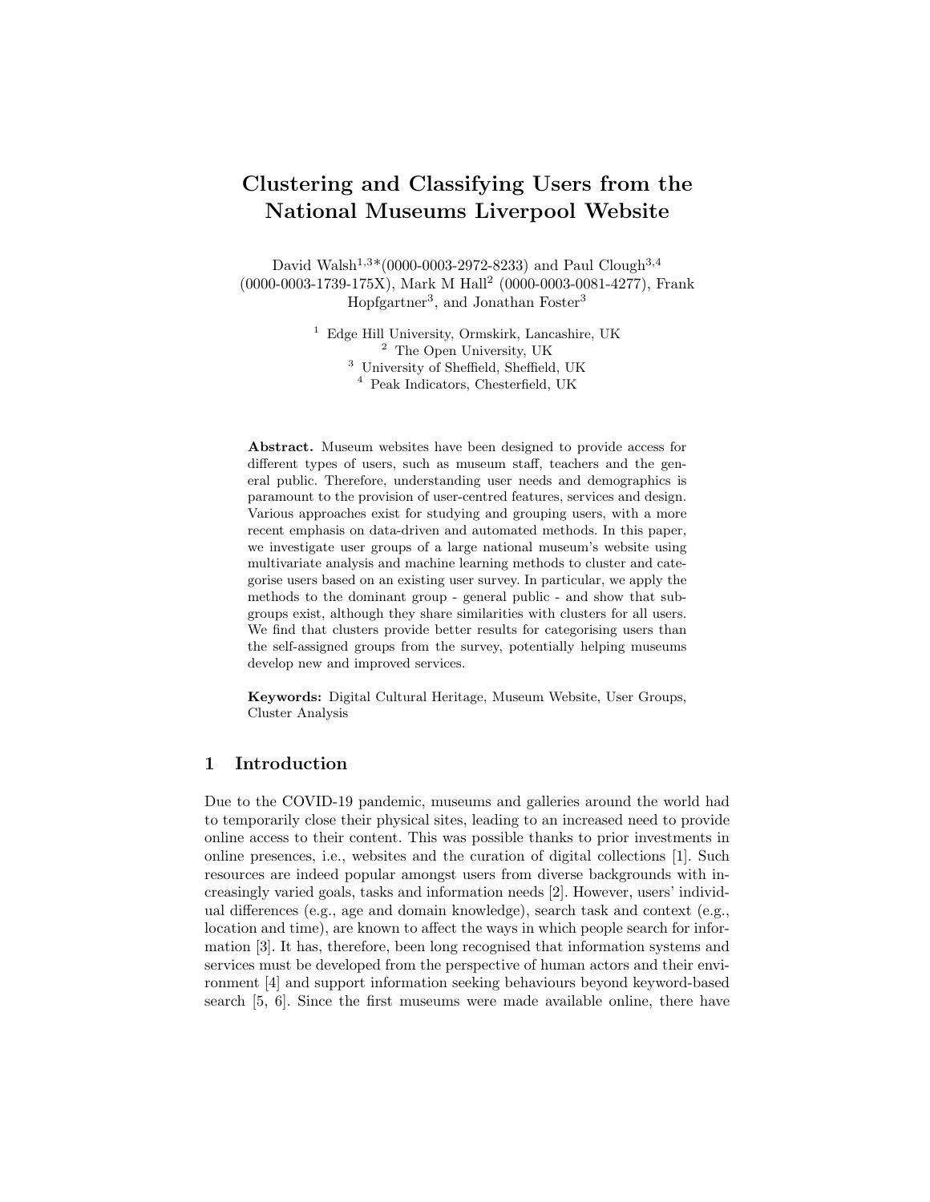# Clustering and Classifying Users from the National Museums Liverpool Website

David Walsh[1,3]*(0000-0003-2972-8233) and Paul Clough[3,4] (0000-0003-1739-175X), Mark M Hall[2] (0000-0003-0081-4277), Frank Hopfgartner[3], and Jonathan Foster[3]

[1] Edge Hill University, Ormskirk, Lancashire, UK
[2] The Open University, UK
[3] University of Sheffield, Sheffield, UK
[4] Peak Indicators, Chesterfield, UK

**Abstract.** Museum websites have been designed to provide access for different types of users, such as museum staff, teachers and the general public. Therefore, understanding user needs and demographics is paramount to the provision of user-centred features, services and design. Various approaches exist for studying and grouping users, with a more recent emphasis on data-driven and automated methods. In this paper, we investigate user groups of a large national museum's website using multivariate analysis and machine learning methods to cluster and categorise users based on an existing user survey. In particular, we apply the methods to the dominant group - general public - and show that subgroups exist, although they share similarities with clusters for all users. We find that clusters provide better results for categorising users than the self-assigned groups from the survey, potentially helping museums develop new and improved services.

**Keywords:** Digital Cultural Heritage, Museum Website, User Groups, Cluster Analysis

## 1 Introduction

Due to the COVID-19 pandemic, museums and galleries around the world had to temporarily close their physical sites, leading to an increased need to provide online access to their content. This was possible thanks to prior investments in online presences, i.e., websites and the curation of digital collections [1]. Such resources are indeed popular amongst users from diverse backgrounds with increasingly varied goals, tasks and information needs [2]. However, users' individual differences (e.g., age and domain knowledge), search task and context (e.g., location and time), are known to affect the ways in which people search for information [3]. It has, therefore, been long recognised that information systems and services must be developed from the perspective of human actors and their environment [4] and support information seeking behaviours beyond keyword-based search [5, 6]. Since the first museums were made available online, there have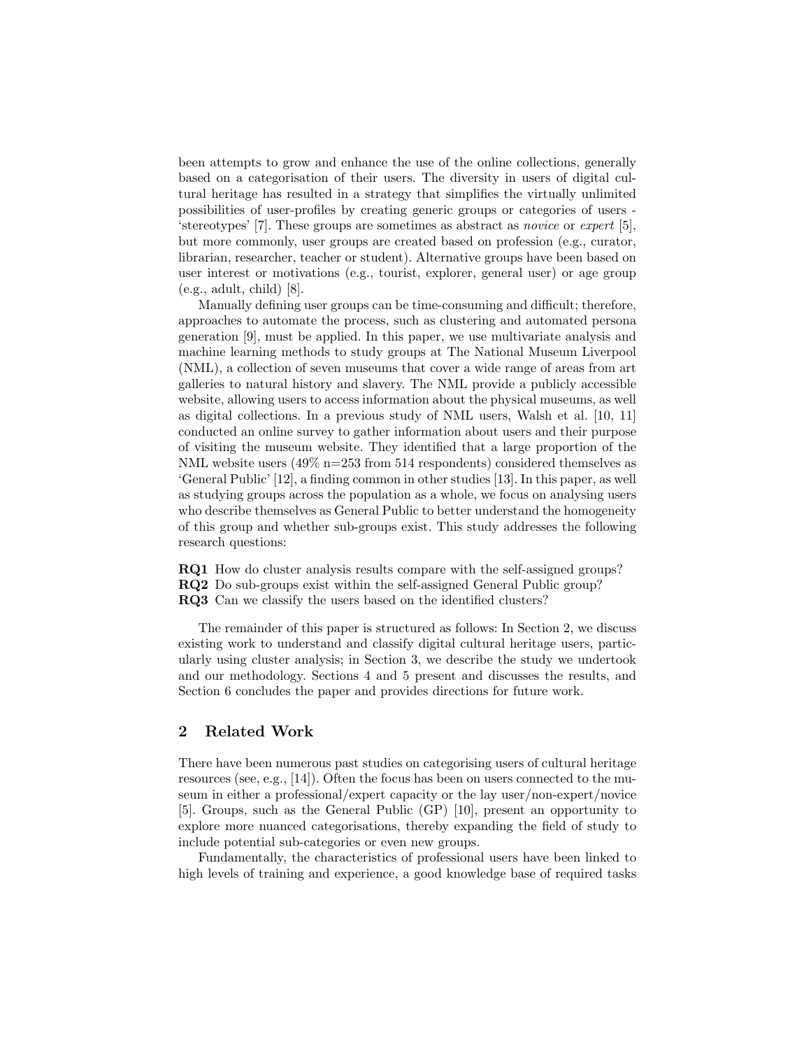been attempts to grow and enhance the use of the online collections, generally based on a categorisation of their users. The diversity in users of digital cultural heritage has resulted in a strategy that simplifies the virtually unlimited possibilities of user-profiles by creating generic groups or categories of users - 'stereotypes' [7]. These groups are sometimes as abstract as *novice* or *expert* [5], but more commonly, user groups are created based on profession (e.g., curator, librarian, researcher, teacher or student). Alternative groups have been based on user interest or motivations (e.g., tourist, explorer, general user) or age group (e.g., adult, child) [8].

Manually defining user groups can be time-consuming and difficult; therefore, approaches to automate the process, such as clustering and automated persona generation [9], must be applied. In this paper, we use multivariate analysis and machine learning methods to study groups at The National Museum Liverpool (NML), a collection of seven museums that cover a wide range of areas from art galleries to natural history and slavery. The NML provide a publicly accessible website, allowing users to access information about the physical museums, as well as digital collections. In a previous study of NML users, Walsh et al. [10, 11] conducted an online survey to gather information about users and their purpose of visiting the museum website. They identified that a large proportion of the NML website users (49% n=253 from 514 respondents) considered themselves as 'General Public' [12], a finding common in other studies [13]. In this paper, as well as studying groups across the population as a whole, we focus on analysing users who describe themselves as General Public to better understand the homogeneity of this group and whether sub-groups exist. This study addresses the following research questions:

**RQ1** How do cluster analysis results compare with the self-assigned groups?
**RQ2** Do sub-groups exist within the self-assigned General Public group?
**RQ3** Can we classify the users based on the identified clusters?

The remainder of this paper is structured as follows: In Section 2, we discuss existing work to understand and classify digital cultural heritage users, particularly using cluster analysis; in Section 3, we describe the study we undertook and our methodology. Sections 4 and 5 present and discusses the results, and Section 6 concludes the paper and provides directions for future work.

## 2 Related Work

There have been numerous past studies on categorising users of cultural heritage resources (see, e.g., [14]). Often the focus has been on users connected to the museum in either a professional/expert capacity or the lay user/non-expert/novice [5]. Groups, such as the General Public (GP) [10], present an opportunity to explore more nuanced categorisations, thereby expanding the field of study to include potential sub-categories or even new groups.

Fundamentally, the characteristics of professional users have been linked to high levels of training and experience, a good knowledge base of required tasks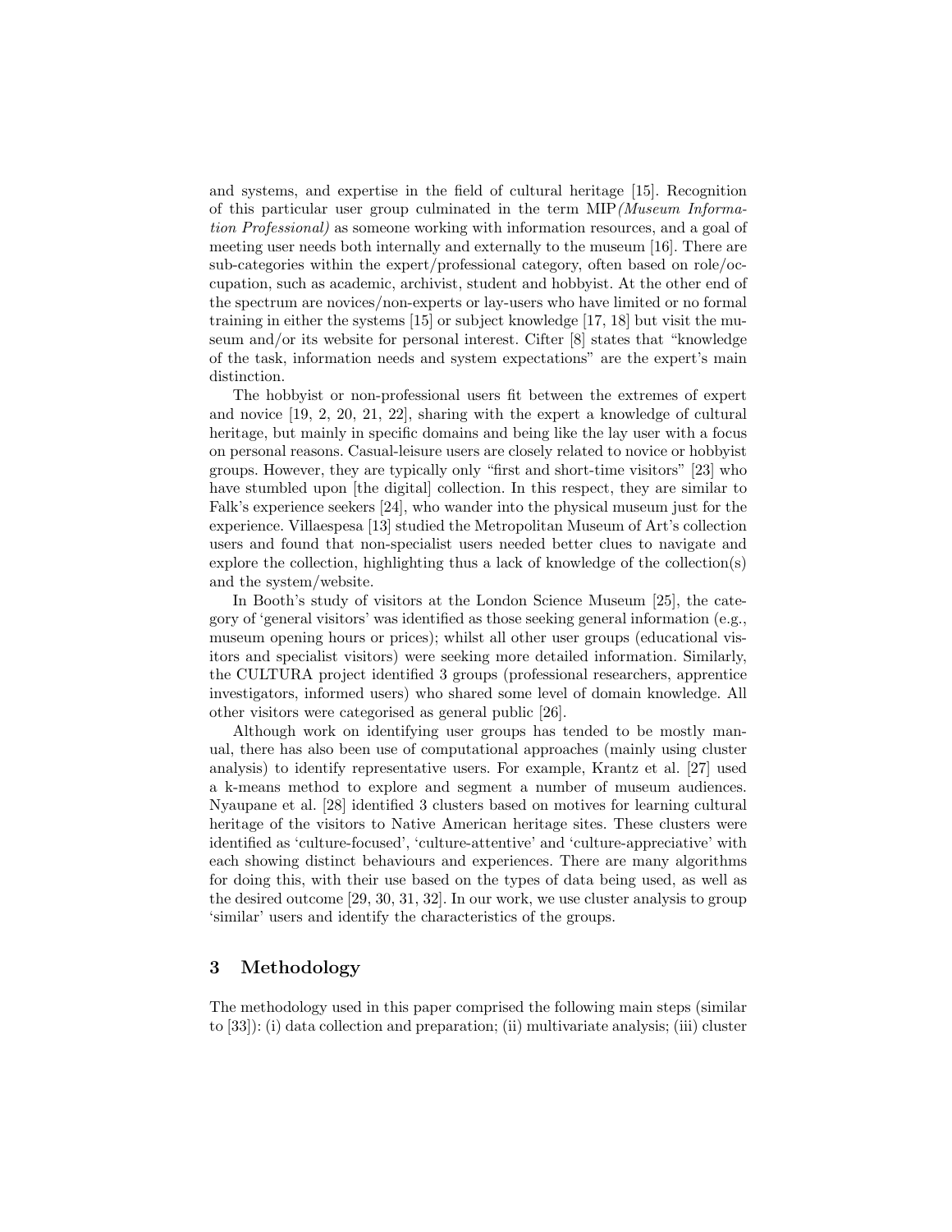and systems, and expertise in the field of cultural heritage [15]. Recognition of this particular user group culminated in the term MIP *(Museum Information Professional)* as someone working with information resources, and a goal of meeting user needs both internally and externally to the museum [16]. There are sub-categories within the expert/professional category, often based on role/occupation, such as academic, archivist, student and hobbyist. At the other end of the spectrum are novices/non-experts or lay-users who have limited or no formal training in either the systems [15] or subject knowledge [17, 18] but visit the museum and/or its website for personal interest. Cifter [8] states that "knowledge of the task, information needs and system expectations" are the expert's main distinction.

The hobbyist or non-professional users fit between the extremes of expert and novice [19, 2, 20, 21, 22], sharing with the expert a knowledge of cultural heritage, but mainly in specific domains and being like the lay user with a focus on personal reasons. Casual-leisure users are closely related to novice or hobbyist groups. However, they are typically only "first and short-time visitors" [23] who have stumbled upon [the digital] collection. In this respect, they are similar to Falk's experience seekers [24], who wander into the physical museum just for the experience. Villaespesa [13] studied the Metropolitan Museum of Art's collection users and found that non-specialist users needed better clues to navigate and explore the collection, highlighting thus a lack of knowledge of the collection(s) and the system/website.

In Booth's study of visitors at the London Science Museum [25], the category of 'general visitors' was identified as those seeking general information (e.g., museum opening hours or prices); whilst all other user groups (educational visitors and specialist visitors) were seeking more detailed information. Similarly, the CULTURA project identified 3 groups (professional researchers, apprentice investigators, informed users) who shared some level of domain knowledge. All other visitors were categorised as general public [26].

Although work on identifying user groups has tended to be mostly manual, there has also been use of computational approaches (mainly using cluster analysis) to identify representative users. For example, Krantz et al. [27] used a k-means method to explore and segment a number of museum audiences. Nyaupane et al. [28] identified 3 clusters based on motives for learning cultural heritage of the visitors to Native American heritage sites. These clusters were identified as 'culture-focused', 'culture-attentive' and 'culture-appreciative' with each showing distinct behaviours and experiences. There are many algorithms for doing this, with their use based on the types of data being used, as well as the desired outcome [29, 30, 31, 32]. In our work, we use cluster analysis to group 'similar' users and identify the characteristics of the groups.

## 3 Methodology

The methodology used in this paper comprised the following main steps (similar to [33]): (i) data collection and preparation; (ii) multivariate analysis; (iii) cluster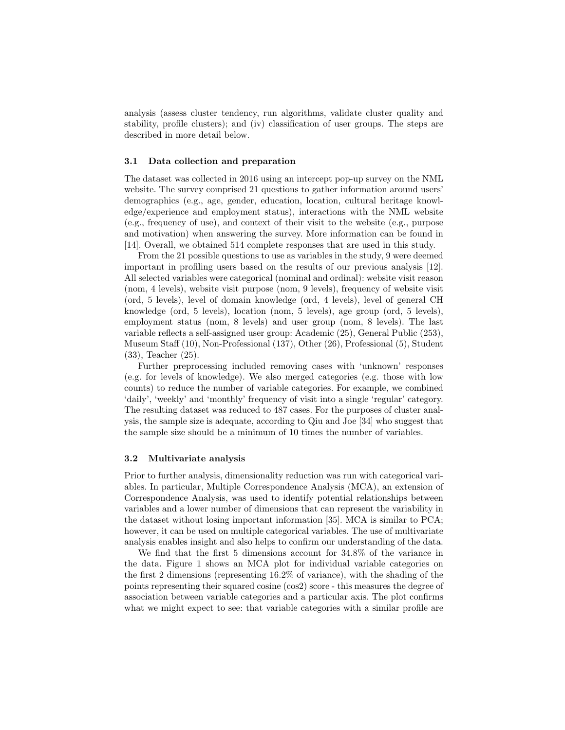analysis (assess cluster tendency, run algorithms, validate cluster quality and stability, profile clusters); and (iv) classification of user groups. The steps are described in more detail below.

### 3.1 Data collection and preparation

The dataset was collected in 2016 using an intercept pop-up survey on the NML website. The survey comprised 21 questions to gather information around users' demographics (e.g., age, gender, education, location, cultural heritage knowledge/experience and employment status), interactions with the NML website (e.g., frequency of use), and context of their visit to the website (e.g., purpose and motivation) when answering the survey. More information can be found in [14]. Overall, we obtained 514 complete responses that are used in this study.

From the 21 possible questions to use as variables in the study, 9 were deemed important in profiling users based on the results of our previous analysis [12]. All selected variables were categorical (nominal and ordinal): website visit reason (nom, 4 levels), website visit purpose (nom, 9 levels), frequency of website visit (ord, 5 levels), level of domain knowledge (ord, 4 levels), level of general CH knowledge (ord, 5 levels), location (nom, 5 levels), age group (ord, 5 levels), employment status (nom, 8 levels) and user group (nom, 8 levels). The last variable reflects a self-assigned user group: Academic (25), General Public (253), Museum Staff (10), Non-Professional (137), Other (26), Professional (5), Student (33), Teacher (25).

Further preprocessing included removing cases with 'unknown' responses (e.g. for levels of knowledge). We also merged categories (e.g. those with low counts) to reduce the number of variable categories. For example, we combined 'daily', 'weekly' and 'monthly' frequency of visit into a single 'regular' category. The resulting dataset was reduced to 487 cases. For the purposes of cluster analysis, the sample size is adequate, according to Qiu and Joe [34] who suggest that the sample size should be a minimum of 10 times the number of variables.

### 3.2 Multivariate analysis

Prior to further analysis, dimensionality reduction was run with categorical variables. In particular, Multiple Correspondence Analysis (MCA), an extension of Correspondence Analysis, was used to identify potential relationships between variables and a lower number of dimensions that can represent the variability in the dataset without losing important information [35]. MCA is similar to PCA; however, it can be used on multiple categorical variables. The use of multivariate analysis enables insight and also helps to confirm our understanding of the data.

We find that the first 5 dimensions account for 34.8% of the variance in the data. Figure 1 shows an MCA plot for individual variable categories on the first 2 dimensions (representing 16.2% of variance), with the shading of the points representing their squared cosine (cos2) score - this measures the degree of association between variable categories and a particular axis. The plot confirms what we might expect to see: that variable categories with a similar profile are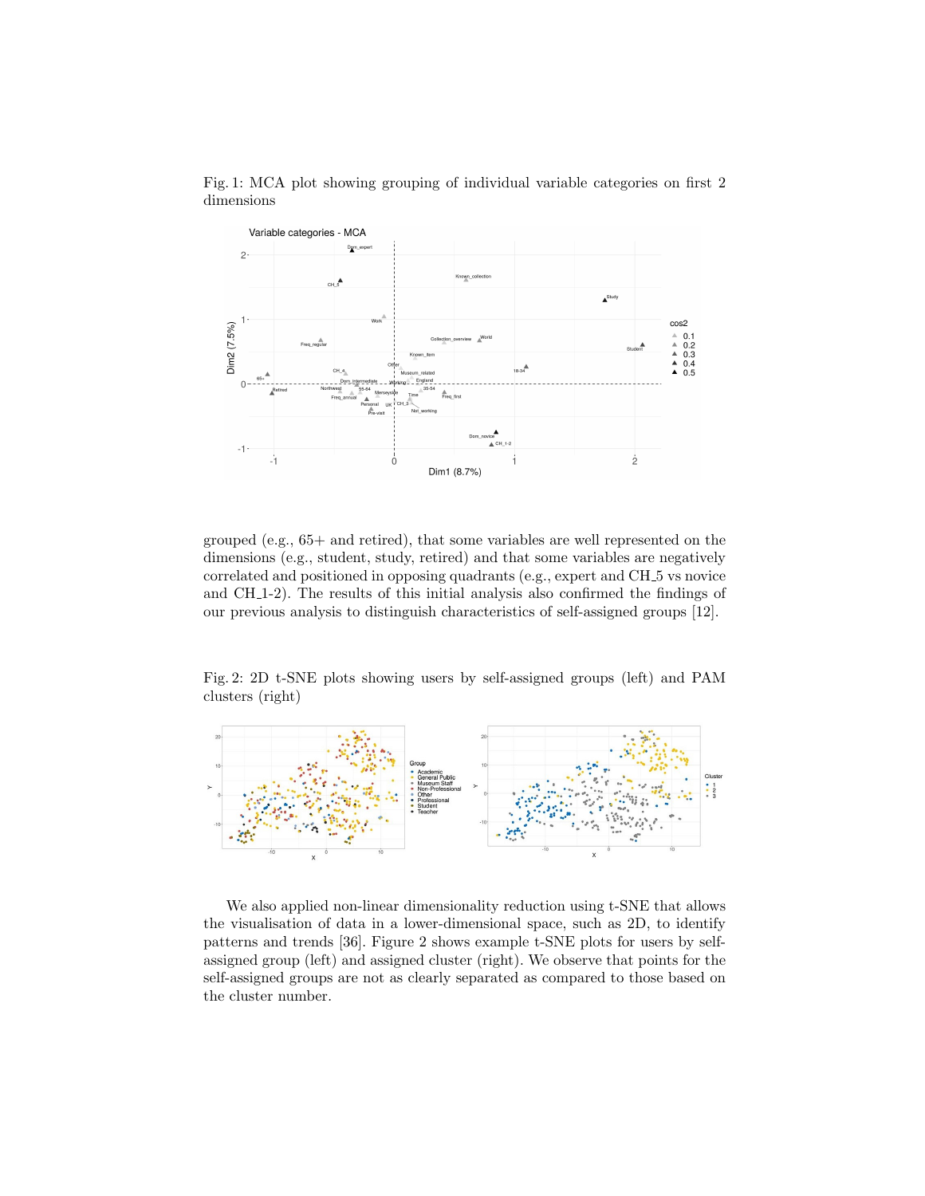Fig. 1: MCA plot showing grouping of individual variable categories on first 2 dimensions

grouped (e.g., 65+ and retired), that some variables are well represented on the dimensions (e.g., student, study, retired) and that some variables are negatively correlated and positioned in opposing quadrants (e.g., expert and CH_5 vs novice and CH_1-2). The results of this initial analysis also confirmed the findings of our previous analysis to distinguish characteristics of self-assigned groups [12].

Fig. 2: 2D t-SNE plots showing users by self-assigned groups (left) and PAM clusters (right)

We also applied non-linear dimensionality reduction using t-SNE that allows the visualisation of data in a lower-dimensional space, such as 2D, to identify patterns and trends [36]. Figure 2 shows example t-SNE plots for users by self-assigned group (left) and assigned cluster (right). We observe that points for the self-assigned groups are not as clearly separated as compared to those based on the cluster number.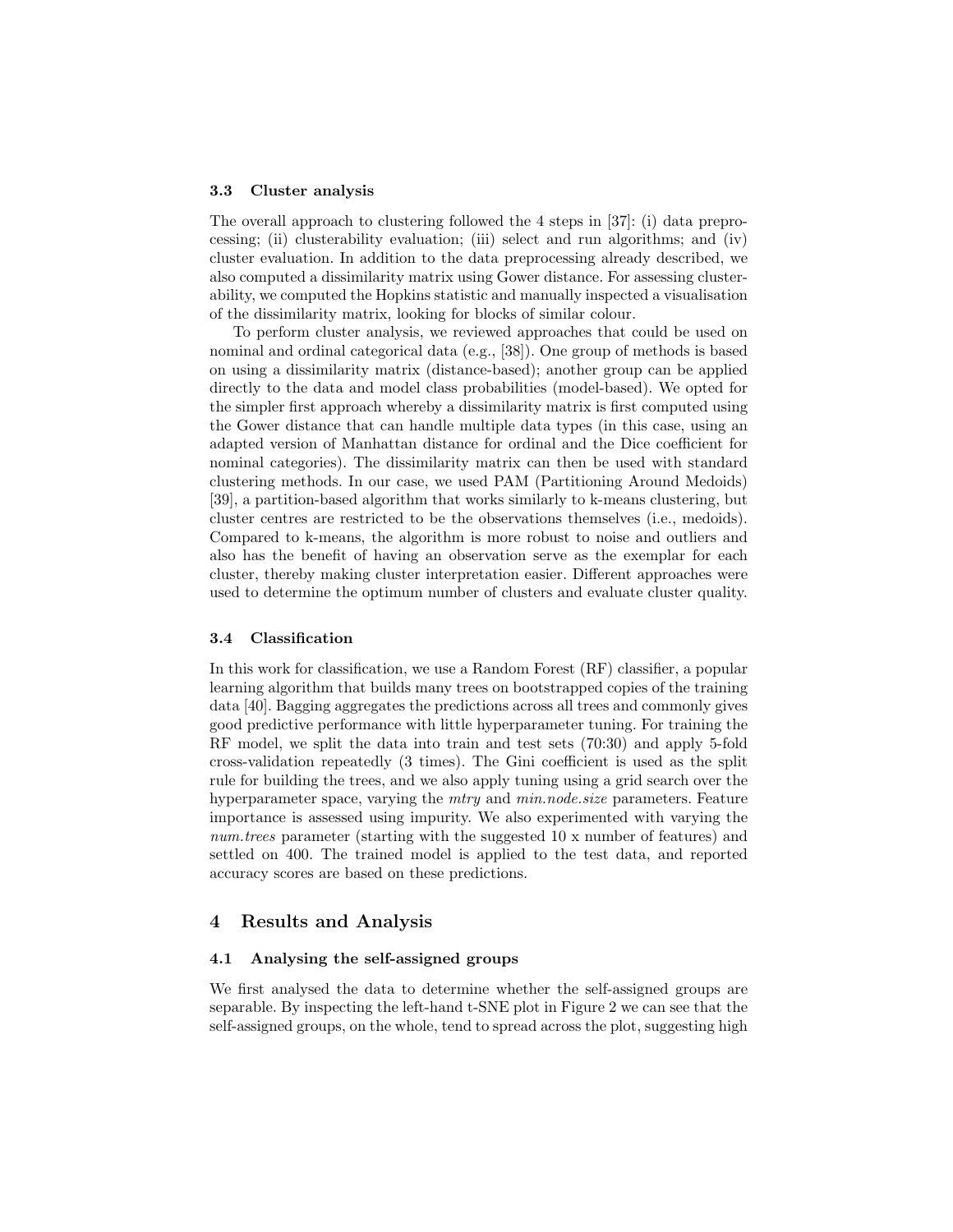### 3.3 Cluster analysis

The overall approach to clustering followed the 4 steps in [37]: (i) data preprocessing; (ii) clusterability evaluation; (iii) select and run algorithms; and (iv) cluster evaluation. In addition to the data preprocessing already described, we also computed a dissimilarity matrix using Gower distance. For assessing clusterability, we computed the Hopkins statistic and manually inspected a visualisation of the dissimilarity matrix, looking for blocks of similar colour.

To perform cluster analysis, we reviewed approaches that could be used on nominal and ordinal categorical data (e.g., [38]). One group of methods is based on using a dissimilarity matrix (distance-based); another group can be applied directly to the data and model class probabilities (model-based). We opted for the simpler first approach whereby a dissimilarity matrix is first computed using the Gower distance that can handle multiple data types (in this case, using an adapted version of Manhattan distance for ordinal and the Dice coefficient for nominal categories). The dissimilarity matrix can then be used with standard clustering methods. In our case, we used PAM (Partitioning Around Medoids) [39], a partition-based algorithm that works similarly to k-means clustering, but cluster centres are restricted to be the observations themselves (i.e., medoids). Compared to k-means, the algorithm is more robust to noise and outliers and also has the benefit of having an observation serve as the exemplar for each cluster, thereby making cluster interpretation easier. Different approaches were used to determine the optimum number of clusters and evaluate cluster quality.

### 3.4 Classification

In this work for classification, we use a Random Forest (RF) classifier, a popular learning algorithm that builds many trees on bootstrapped copies of the training data [40]. Bagging aggregates the predictions across all trees and commonly gives good predictive performance with little hyperparameter tuning. For training the RF model, we split the data into train and test sets (70:30) and apply 5-fold cross-validation repeatedly (3 times). The Gini coefficient is used as the split rule for building the trees, and we also apply tuning using a grid search over the hyperparameter space, varying the *mtry* and *min.node.size* parameters. Feature importance is assessed using impurity. We also experimented with varying the *num.trees* parameter (starting with the suggested 10 x number of features) and settled on 400. The trained model is applied to the test data, and reported accuracy scores are based on these predictions.

## 4 Results and Analysis

### 4.1 Analysing the self-assigned groups

We first analysed the data to determine whether the self-assigned groups are separable. By inspecting the left-hand t-SNE plot in Figure 2 we can see that the self-assigned groups, on the whole, tend to spread across the plot, suggesting high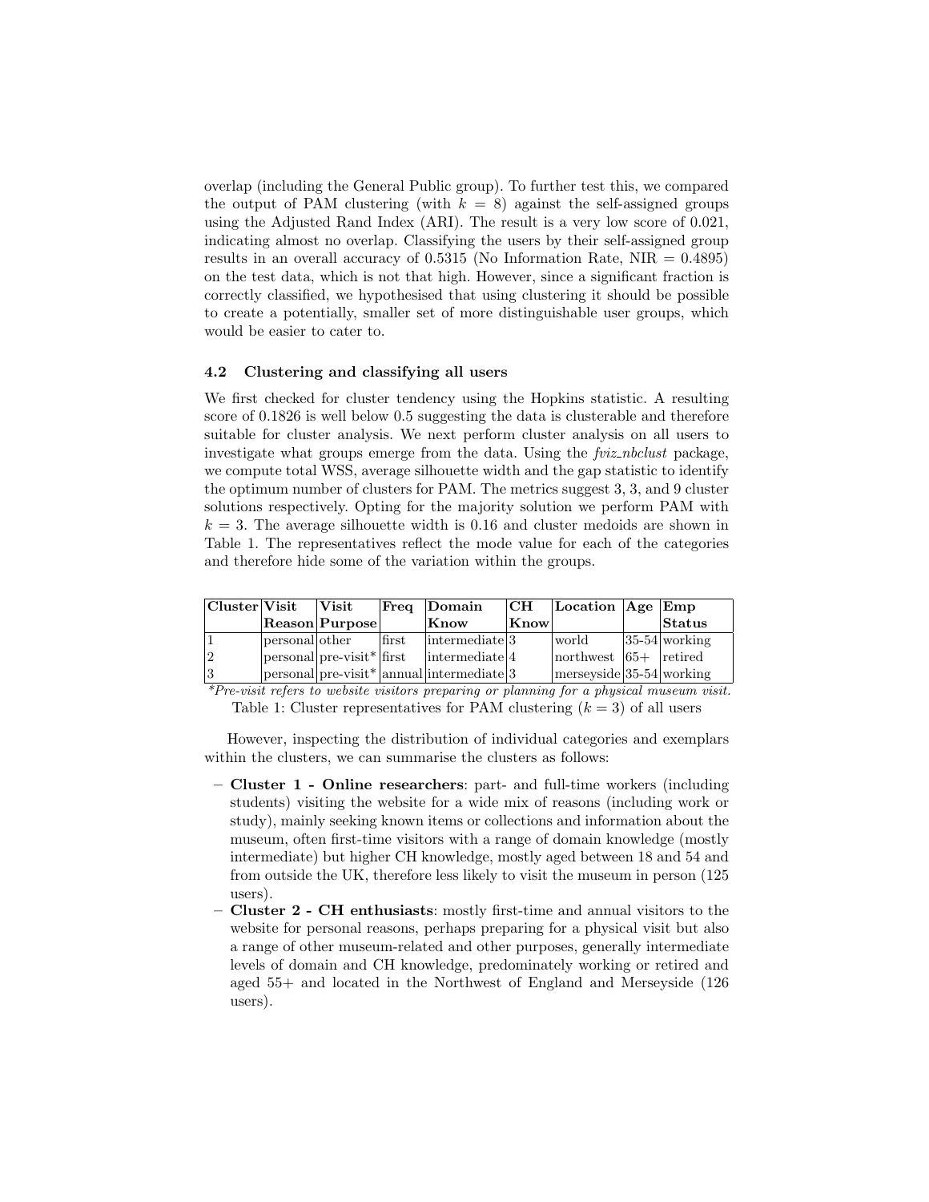overlap (including the General Public group). To further test this, we compared the output of PAM clustering (with $k = 8$) against the self-assigned groups using the Adjusted Rand Index (ARI). The result is a very low score of 0.021, indicating almost no overlap. Classifying the users by their self-assigned group results in an overall accuracy of 0.5315 (No Information Rate, NIR = 0.4895) on the test data, which is not that high. However, since a significant fraction is correctly classified, we hypothesised that using clustering it should be possible to create a potentially, smaller set of more distinguishable user groups, which would be easier to cater to.

### 4.2 Clustering and classifying all users

We first checked for cluster tendency using the Hopkins statistic. A resulting score of 0.1826 is well below 0.5 suggesting the data is clusterable and therefore suitable for cluster analysis. We next perform cluster analysis on all users to investigate what groups emerge from the data. Using the *fviz_nbclust* package, we compute total WSS, average silhouette width and the gap statistic to identify the optimum number of clusters for PAM. The metrics suggest 3, 3, and 9 cluster solutions respectively. Opting for the majority solution we perform PAM with $k = 3$. The average silhouette width is 0.16 and cluster medoids are shown in Table 1. The representatives reflect the mode value for each of the categories and therefore hide some of the variation within the groups.

| Cluster | Visit Reason | Visit Purpose | Freq | Domain Know | CH Know | Location | Age | Emp Status |
|---|---|---|---|---|---|---|---|---|
| 1 | personal | other | first | intermediate | 3 | world | 35-54 | working |
| 2 | personal | pre-visit* | first | intermediate | 4 | northwest | 65+ | retired |
| 3 | personal | pre-visit* | annual | intermediate | 3 | merseyside | 35-54 | working |

*\*Pre-visit refers to website visitors preparing or planning for a physical museum visit.*

Table 1: Cluster representatives for PAM clustering ($k = 3$) of all users

However, inspecting the distribution of individual categories and exemplars within the clusters, we can summarise the clusters as follows:

- **Cluster 1 - Online researchers**: part- and full-time workers (including students) visiting the website for a wide mix of reasons (including work or study), mainly seeking known items or collections and information about the museum, often first-time visitors with a range of domain knowledge (mostly intermediate) but higher CH knowledge, mostly aged between 18 and 54 and from outside the UK, therefore less likely to visit the museum in person (125 users).
- **Cluster 2 - CH enthusiasts**: mostly first-time and annual visitors to the website for personal reasons, perhaps preparing for a physical visit but also a range of other museum-related and other purposes, generally intermediate levels of domain and CH knowledge, predominately working or retired and aged 55+ and located in the Northwest of England and Merseyside (126 users).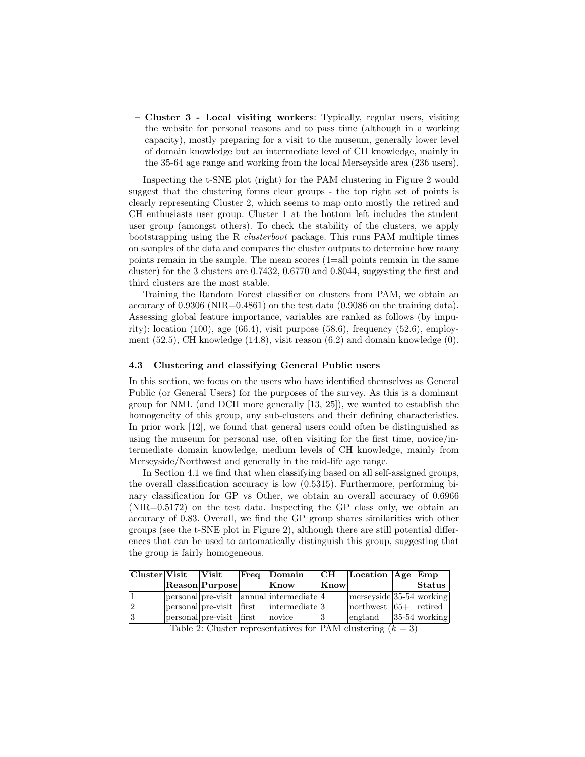– **Cluster 3 - Local visiting workers**: Typically, regular users, visiting the website for personal reasons and to pass time (although in a working capacity), mostly preparing for a visit to the museum, generally lower level of domain knowledge but an intermediate level of CH knowledge, mainly in the 35-64 age range and working from the local Merseyside area (236 users).

Inspecting the t-SNE plot (right) for the PAM clustering in Figure 2 would suggest that the clustering forms clear groups - the top right set of points is clearly representing Cluster 2, which seems to map onto mostly the retired and CH enthusiasts user group. Cluster 1 at the bottom left includes the student user group (amongst others). To check the stability of the clusters, we apply bootstrapping using the R *clusterboot* package. This runs PAM multiple times on samples of the data and compares the cluster outputs to determine how many points remain in the sample. The mean scores (1=all points remain in the same cluster) for the 3 clusters are 0.7432, 0.6770 and 0.8044, suggesting the first and third clusters are the most stable.

Training the Random Forest classifier on clusters from PAM, we obtain an accuracy of 0.9306 (NIR=0.4861) on the test data (0.9086 on the training data). Assessing global feature importance, variables are ranked as follows (by impurity): location (100), age (66.4), visit purpose (58.6), frequency (52.6), employment (52.5), CH knowledge (14.8), visit reason (6.2) and domain knowledge (0).

### 4.3 Clustering and classifying General Public users

In this section, we focus on the users who have identified themselves as General Public (or General Users) for the purposes of the survey. As this is a dominant group for NML (and DCH more generally [13, 25]), we wanted to establish the homogeneity of this group, any sub-clusters and their defining characteristics. In prior work [12], we found that general users could often be distinguished as using the museum for personal use, often visiting for the first time, novice/intermediate domain knowledge, medium levels of CH knowledge, mainly from Merseyside/Northwest and generally in the mid-life age range.

In Section 4.1 we find that when classifying based on all self-assigned groups, the overall classification accuracy is low (0.5315). Furthermore, performing binary classification for GP vs Other, we obtain an overall accuracy of 0.6966 (NIR=0.5172) on the test data. Inspecting the GP class only, we obtain an accuracy of 0.83. Overall, we find the GP group shares similarities with other groups (see the t-SNE plot in Figure 2), although there are still potential differences that can be used to automatically distinguish this group, suggesting that the group is fairly homogeneous.

| Cluster | Visit Reason | Visit Purpose | Freq | Domain Know | CH Know | Location | Age | Emp Status |
|---|---|---|---|---|---|---|---|---|
| 1 | personal | pre-visit | annual | intermediate | 4 | merseyside | 35-54 | working |
| 2 | personal | pre-visit | first | intermediate | 3 | northwest | 65+ | retired |
| 3 | personal | pre-visit | first | novice | 3 | england | 35-54 | working |

Table 2: Cluster representatives for PAM clustering ($k = 3$)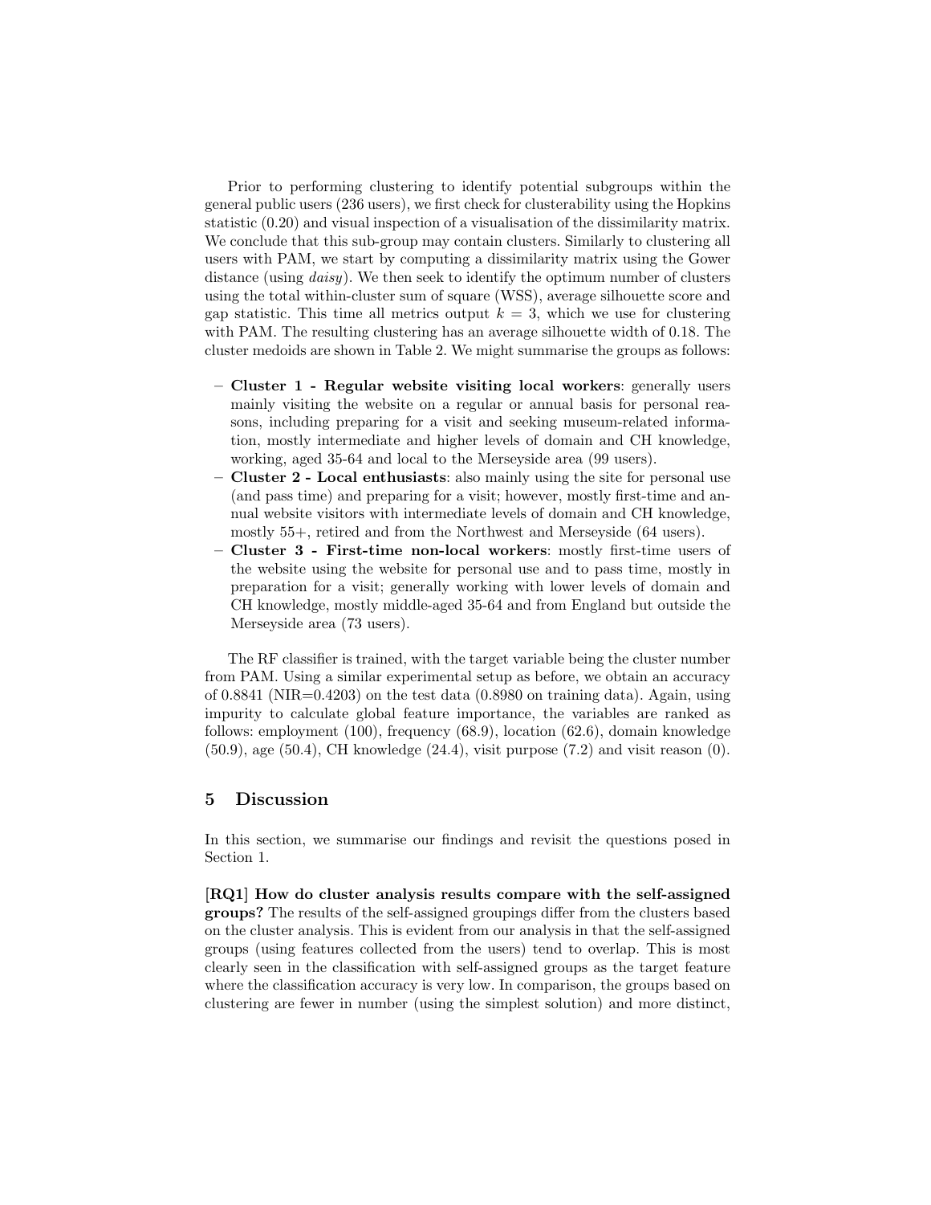Prior to performing clustering to identify potential subgroups within the general public users (236 users), we first check for clusterability using the Hopkins statistic (0.20) and visual inspection of a visualisation of the dissimilarity matrix. We conclude that this sub-group may contain clusters. Similarly to clustering all users with PAM, we start by computing a dissimilarity matrix using the Gower distance (using *daisy*). We then seek to identify the optimum number of clusters using the total within-cluster sum of square (WSS), average silhouette score and gap statistic. This time all metrics output $k = 3$, which we use for clustering with PAM. The resulting clustering has an average silhouette width of 0.18. The cluster medoids are shown in Table 2. We might summarise the groups as follows:

- **Cluster 1 - Regular website visiting local workers**: generally users mainly visiting the website on a regular or annual basis for personal reasons, including preparing for a visit and seeking museum-related information, mostly intermediate and higher levels of domain and CH knowledge, working, aged 35-64 and local to the Merseyside area (99 users).
- **Cluster 2 - Local enthusiasts**: also mainly using the site for personal use (and pass time) and preparing for a visit; however, mostly first-time and annual website visitors with intermediate levels of domain and CH knowledge, mostly 55+, retired and from the Northwest and Merseyside (64 users).
- **Cluster 3 - First-time non-local workers**: mostly first-time users of the website using the website for personal use and to pass time, mostly in preparation for a visit; generally working with lower levels of domain and CH knowledge, mostly middle-aged 35-64 and from England but outside the Merseyside area (73 users).

The RF classifier is trained, with the target variable being the cluster number from PAM. Using a similar experimental setup as before, we obtain an accuracy of 0.8841 (NIR=0.4203) on the test data (0.8980 on training data). Again, using impurity to calculate global feature importance, the variables are ranked as follows: employment (100), frequency (68.9), location (62.6), domain knowledge (50.9), age (50.4), CH knowledge (24.4), visit purpose (7.2) and visit reason (0).

## 5 Discussion

In this section, we summarise our findings and revisit the questions posed in Section 1.

**[RQ1] How do cluster analysis results compare with the self-assigned groups?** The results of the self-assigned groupings differ from the clusters based on the cluster analysis. This is evident from our analysis in that the self-assigned groups (using features collected from the users) tend to overlap. This is most clearly seen in the classification with self-assigned groups as the target feature where the classification accuracy is very low. In comparison, the groups based on clustering are fewer in number (using the simplest solution) and more distinct,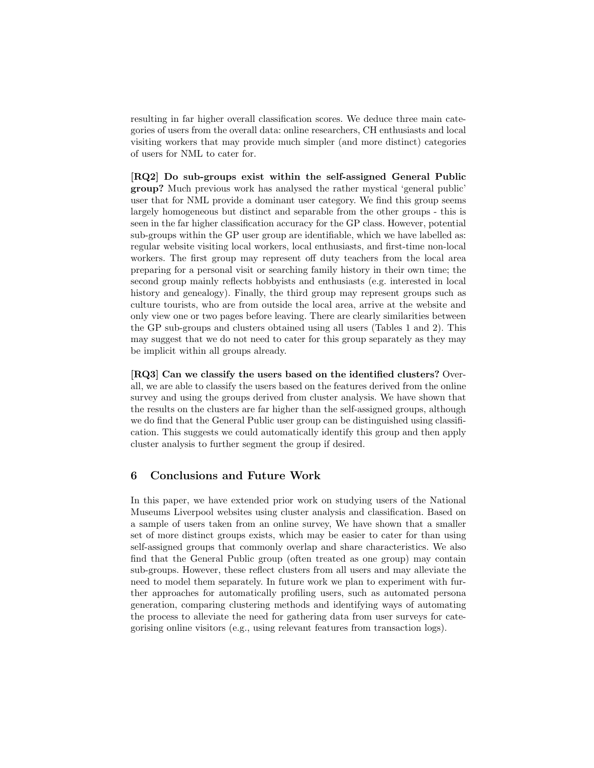resulting in far higher overall classification scores. We deduce three main categories of users from the overall data: online researchers, CH enthusiasts and local visiting workers that may provide much simpler (and more distinct) categories of users for NML to cater for.

**[RQ2] Do sub-groups exist within the self-assigned General Public group?** Much previous work has analysed the rather mystical 'general public' user that for NML provide a dominant user category. We find this group seems largely homogeneous but distinct and separable from the other groups - this is seen in the far higher classification accuracy for the GP class. However, potential sub-groups within the GP user group are identifiable, which we have labelled as: regular website visiting local workers, local enthusiasts, and first-time non-local workers. The first group may represent off duty teachers from the local area preparing for a personal visit or searching family history in their own time; the second group mainly reflects hobbyists and enthusiasts (e.g. interested in local history and genealogy). Finally, the third group may represent groups such as culture tourists, who are from outside the local area, arrive at the website and only view one or two pages before leaving. There are clearly similarities between the GP sub-groups and clusters obtained using all users (Tables 1 and 2). This may suggest that we do not need to cater for this group separately as they may be implicit within all groups already.

**[RQ3] Can we classify the users based on the identified clusters?** Overall, we are able to classify the users based on the features derived from the online survey and using the groups derived from cluster analysis. We have shown that the results on the clusters are far higher than the self-assigned groups, although we do find that the General Public user group can be distinguished using classification. This suggests we could automatically identify this group and then apply cluster analysis to further segment the group if desired.

## 6 Conclusions and Future Work

In this paper, we have extended prior work on studying users of the National Museums Liverpool websites using cluster analysis and classification. Based on a sample of users taken from an online survey, We have shown that a smaller set of more distinct groups exists, which may be easier to cater for than using self-assigned groups that commonly overlap and share characteristics. We also find that the General Public group (often treated as one group) may contain sub-groups. However, these reflect clusters from all users and may alleviate the need to model them separately. In future work we plan to experiment with further approaches for automatically profiling users, such as automated persona generation, comparing clustering methods and identifying ways of automating the process to alleviate the need for gathering data from user surveys for categorising online visitors (e.g., using relevant features from transaction logs).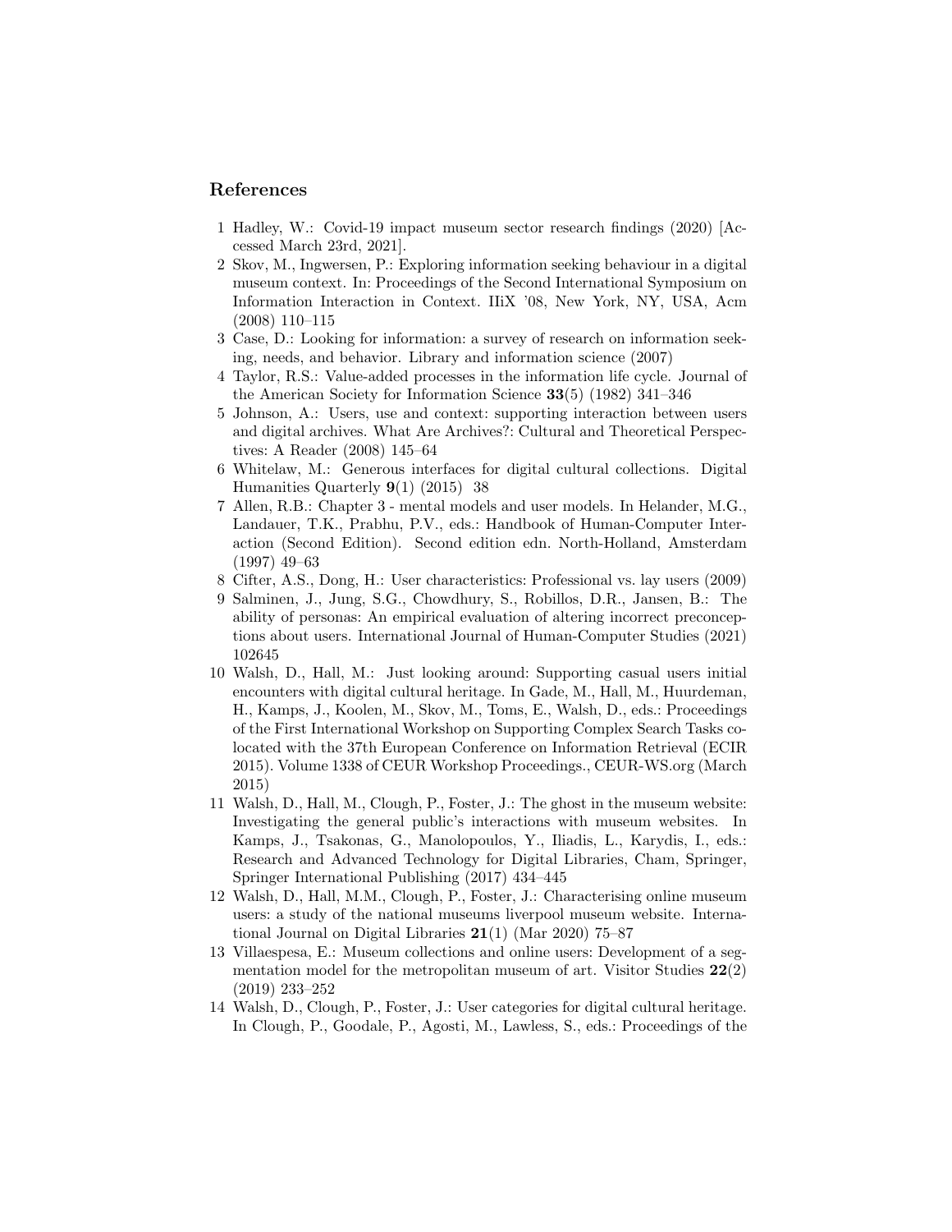## References

1. Hadley, W.: Covid-19 impact museum sector research findings (2020) [Accessed March 23rd, 2021].
2. Skov, M., Ingwersen, P.: Exploring information seeking behaviour in a digital museum context. In: Proceedings of the Second International Symposium on Information Interaction in Context. IIiX '08, New York, NY, USA, Acm (2008) 110–115
3. Case, D.: Looking for information: a survey of research on information seeking, needs, and behavior. Library and information science (2007)
4. Taylor, R.S.: Value-added processes in the information life cycle. Journal of the American Society for Information Science **33**(5) (1982) 341–346
5. Johnson, A.: Users, use and context: supporting interaction between users and digital archives. What Are Archives?: Cultural and Theoretical Perspectives: A Reader (2008) 145–64
6. Whitelaw, M.: Generous interfaces for digital cultural collections. Digital Humanities Quarterly **9**(1) (2015) 38
7. Allen, R.B.: Chapter 3 - mental models and user models. In Helander, M.G., Landauer, T.K., Prabhu, P.V., eds.: Handbook of Human-Computer Interaction (Second Edition). Second edition edn. North-Holland, Amsterdam (1997) 49–63
8. Cifter, A.S., Dong, H.: User characteristics: Professional vs. lay users (2009)
9. Salminen, J., Jung, S.G., Chowdhury, S., Robillos, D.R., Jansen, B.: The ability of personas: An empirical evaluation of altering incorrect preconceptions about users. International Journal of Human-Computer Studies (2021) 102645
10. Walsh, D., Hall, M.: Just looking around: Supporting casual users initial encounters with digital cultural heritage. In Gade, M., Hall, M., Huurdeman, H., Kamps, J., Koolen, M., Skov, M., Toms, E., Walsh, D., eds.: Proceedings of the First International Workshop on Supporting Complex Search Tasks co-located with the 37th European Conference on Information Retrieval (ECIR 2015). Volume 1338 of CEUR Workshop Proceedings., CEUR-WS.org (March 2015)
11. Walsh, D., Hall, M., Clough, P., Foster, J.: The ghost in the museum website: Investigating the general public's interactions with museum websites. In Kamps, J., Tsakonas, G., Manolopoulos, Y., Iliadis, L., Karydis, I., eds.: Research and Advanced Technology for Digital Libraries, Cham, Springer, Springer International Publishing (2017) 434–445
12. Walsh, D., Hall, M.M., Clough, P., Foster, J.: Characterising online museum users: a study of the national museums liverpool museum website. International Journal on Digital Libraries **21**(1) (Mar 2020) 75–87
13. Villaespesa, E.: Museum collections and online users: Development of a segmentation model for the metropolitan museum of art. Visitor Studies **22**(2) (2019) 233–252
14. Walsh, D., Clough, P., Foster, J.: User categories for digital cultural heritage. In Clough, P., Goodale, P., Agosti, M., Lawless, S., eds.: Proceedings of the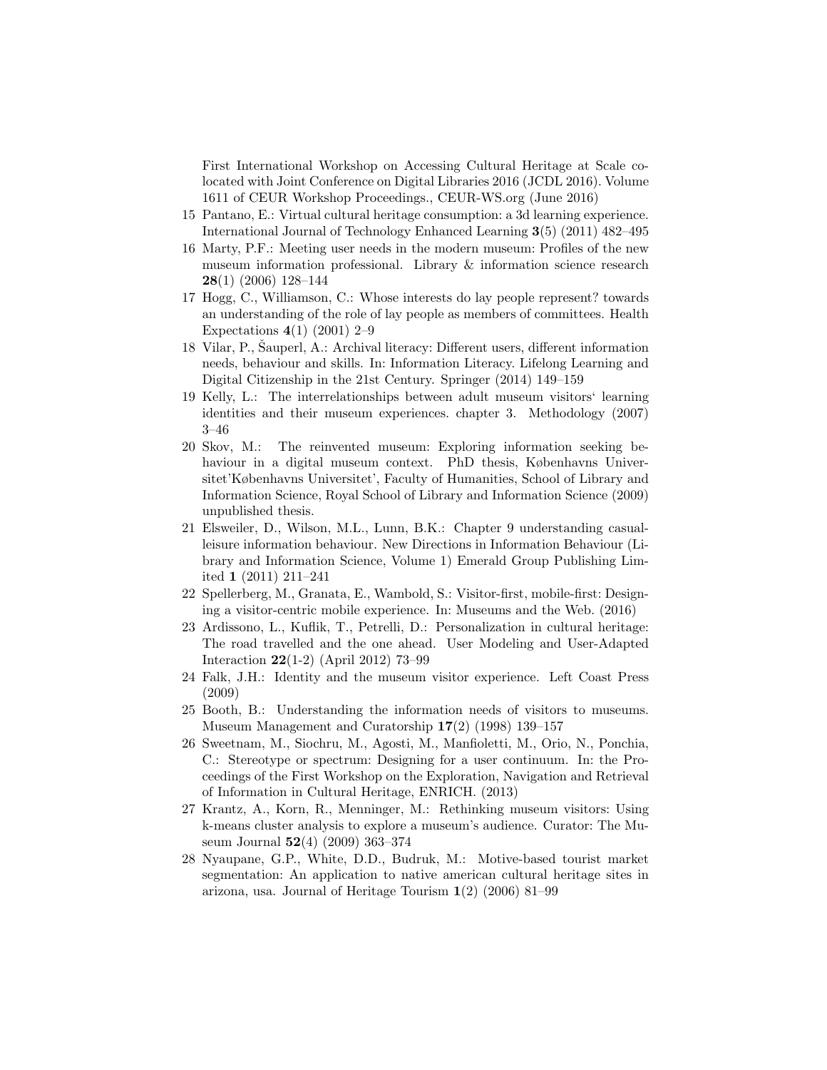First International Workshop on Accessing Cultural Heritage at Scale co-located with Joint Conference on Digital Libraries 2016 (JCDL 2016). Volume 1611 of CEUR Workshop Proceedings., CEUR-WS.org (June 2016)

15 Pantano, E.: Virtual cultural heritage consumption: a 3d learning experience. International Journal of Technology Enhanced Learning **3**(5) (2011) 482–495

16 Marty, P.F.: Meeting user needs in the modern museum: Profiles of the new museum information professional. Library & information science research **28**(1) (2006) 128–144

17 Hogg, C., Williamson, C.: Whose interests do lay people represent? towards an understanding of the role of lay people as members of committees. Health Expectations **4**(1) (2001) 2–9

18 Vilar, P., Šauperl, A.: Archival literacy: Different users, different information needs, behaviour and skills. In: Information Literacy. Lifelong Learning and Digital Citizenship in the 21st Century. Springer (2014) 149–159

19 Kelly, L.: The interrelationships between adult museum visitors' learning identities and their museum experiences. chapter 3. Methodology (2007) 3–46

20 Skov, M.: The reinvented museum: Exploring information seeking behaviour in a digital museum context. PhD thesis, Københavns Universitet'Københavns Universitet', Faculty of Humanities, School of Library and Information Science, Royal School of Library and Information Science (2009) unpublished thesis.

21 Elsweiler, D., Wilson, M.L., Lunn, B.K.: Chapter 9 understanding casual-leisure information behaviour. New Directions in Information Behaviour (Library and Information Science, Volume 1) Emerald Group Publishing Limited **1** (2011) 211–241

22 Spellerberg, M., Granata, E., Wambold, S.: Visitor-first, mobile-first: Designing a visitor-centric mobile experience. In: Museums and the Web. (2016)

23 Ardissono, L., Kuflik, T., Petrelli, D.: Personalization in cultural heritage: The road travelled and the one ahead. User Modeling and User-Adapted Interaction **22**(1-2) (April 2012) 73–99

24 Falk, J.H.: Identity and the museum visitor experience. Left Coast Press (2009)

25 Booth, B.: Understanding the information needs of visitors to museums. Museum Management and Curatorship **17**(2) (1998) 139–157

26 Sweetnam, M., Siochru, M., Agosti, M., Manfioletti, M., Orio, N., Ponchia, C.: Stereotype or spectrum: Designing for a user continuum. In: the Proceedings of the First Workshop on the Exploration, Navigation and Retrieval of Information in Cultural Heritage, ENRICH. (2013)

27 Krantz, A., Korn, R., Menninger, M.: Rethinking museum visitors: Using k-means cluster analysis to explore a museum's audience. Curator: The Museum Journal **52**(4) (2009) 363–374

28 Nyaupane, G.P., White, D.D., Budruk, M.: Motive-based tourist market segmentation: An application to native american cultural heritage sites in arizona, usa. Journal of Heritage Tourism **1**(2) (2006) 81–99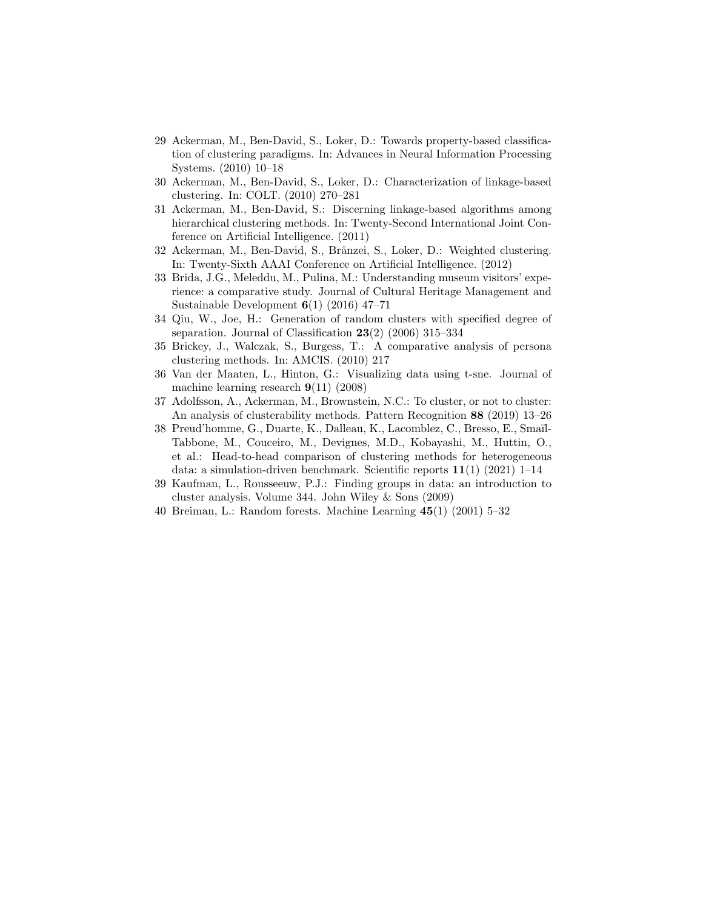29 Ackerman, M., Ben-David, S., Loker, D.: Towards property-based classification of clustering paradigms. In: Advances in Neural Information Processing Systems. (2010) 10–18

30 Ackerman, M., Ben-David, S., Loker, D.: Characterization of linkage-based clustering. In: COLT. (2010) 270–281

31 Ackerman, M., Ben-David, S.: Discerning linkage-based algorithms among hierarchical clustering methods. In: Twenty-Second International Joint Conference on Artificial Intelligence. (2011)

32 Ackerman, M., Ben-David, S., Brânzei, S., Loker, D.: Weighted clustering. In: Twenty-Sixth AAAI Conference on Artificial Intelligence. (2012)

33 Brida, J.G., Meleddu, M., Pulina, M.: Understanding museum visitors' experience: a comparative study. Journal of Cultural Heritage Management and Sustainable Development **6**(1) (2016) 47–71

34 Qiu, W., Joe, H.: Generation of random clusters with specified degree of separation. Journal of Classification **23**(2) (2006) 315–334

35 Brickey, J., Walczak, S., Burgess, T.: A comparative analysis of persona clustering methods. In: AMCIS. (2010) 217

36 Van der Maaten, L., Hinton, G.: Visualizing data using t-sne. Journal of machine learning research **9**(11) (2008)

37 Adolfsson, A., Ackerman, M., Brownstein, N.C.: To cluster, or not to cluster: An analysis of clusterability methods. Pattern Recognition **88** (2019) 13–26

38 Preud'homme, G., Duarte, K., Dalleau, K., Lacomblez, C., Bresso, E., Smaïl-Tabbone, M., Couceiro, M., Devignes, M.D., Kobayashi, M., Huttin, O., et al.: Head-to-head comparison of clustering methods for heterogeneous data: a simulation-driven benchmark. Scientific reports **11**(1) (2021) 1–14

39 Kaufman, L., Rousseeuw, P.J.: Finding groups in data: an introduction to cluster analysis. Volume 344. John Wiley & Sons (2009)

40 Breiman, L.: Random forests. Machine Learning **45**(1) (2001) 5–32